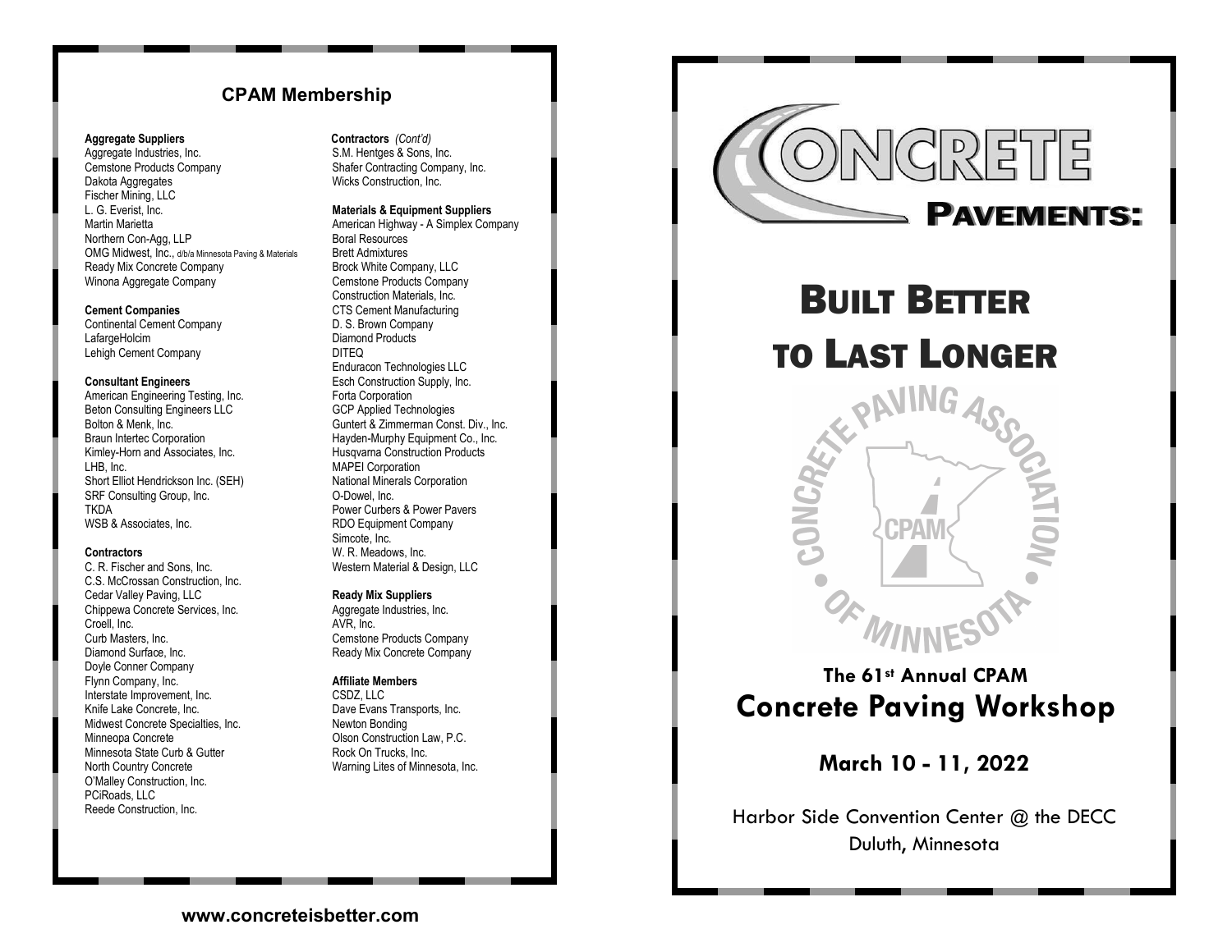## CPAM Membership

**Aggregate Suppliers**
Aggregate Industries, Inc.
Cemstone Products Company
Dakota Aggregates
Fischer Mining, LLC
L. G. Everist, Inc.
Martin Marietta
Northern Con-Agg, LLP
OMG Midwest, Inc., d/b/a Minnesota Paving & Materials
Ready Mix Concrete Company
Winona Aggregate Company

**Cement Companies**
Continental Cement Company
LafargeHolcim
Lehigh Cement Company

**Consultant Engineers**
American Engineering Testing, Inc.
Beton Consulting Engineers LLC
Bolton & Menk, Inc.
Braun Intertec Corporation
Kimley-Horn and Associates, Inc.
LHB, Inc.
Short Elliot Hendrickson Inc. (SEH)
SRF Consulting Group, Inc.
TKDA
WSB & Associates, Inc.

**Contractors**
C. R. Fischer and Sons, Inc.
C.S. McCrossan Construction, Inc.
Cedar Valley Paving, LLC
Chippewa Concrete Services, Inc.
Croell, Inc.
Curb Masters, Inc.
Diamond Surface, Inc.
Doyle Conner Company
Flynn Company, Inc.
Interstate Improvement, Inc.
Knife Lake Concrete, Inc.
Midwest Concrete Specialties, Inc.
Minneopa Concrete
Minnesota State Curb & Gutter
North Country Concrete
O'Malley Construction, Inc.
PCiRoads, LLC
Reede Construction, Inc.

**Contractors** *(Cont'd)*
S.M. Hentges & Sons, Inc.
Shafer Contracting Company, Inc.
Wicks Construction, Inc.

**Materials & Equipment Suppliers**
American Highway - A Simplex Company
Boral Resources
Brett Admixtures
Brock White Company, LLC
Cemstone Products Company
Construction Materials, Inc.
CTS Cement Manufacturing
D. S. Brown Company
Diamond Products
DITEQ
Enduracon Technologies LLC
Esch Construction Supply, Inc.
Forta Corporation
GCP Applied Technologies
Guntert & Zimmerman Const. Div., Inc.
Hayden-Murphy Equipment Co., Inc.
Husqvarna Construction Products
MAPEI Corporation
National Minerals Corporation
O-Dowel, Inc.
Power Curbers & Power Pavers
RDO Equipment Company
Simcote, Inc.
W. R. Meadows, Inc.
Western Material & Design, LLC

**Ready Mix Suppliers**
Aggregate Industries, Inc.
AVR, Inc.
Cemstone Products Company
Ready Mix Concrete Company

**Affiliate Members**
CSDZ, LLC
Dave Evans Transports, Inc.
Newton Bonding
Olson Construction Law, P.C.
Rock On Trucks, Inc.
Warning Lites of Minnesota, Inc.

www.concreteisbetter.com

# CONCRETE PAVEMENTS:

# BUILT BETTER TO LAST LONGER

CONCRETE PAVING ASSOCIATION OF MINNESOTA
CPAM

### The 61st Annual CPAM

## Concrete Paving Workshop

### March 10 - 11, 2022

Harbor Side Convention Center @ the DECC
Duluth, Minnesota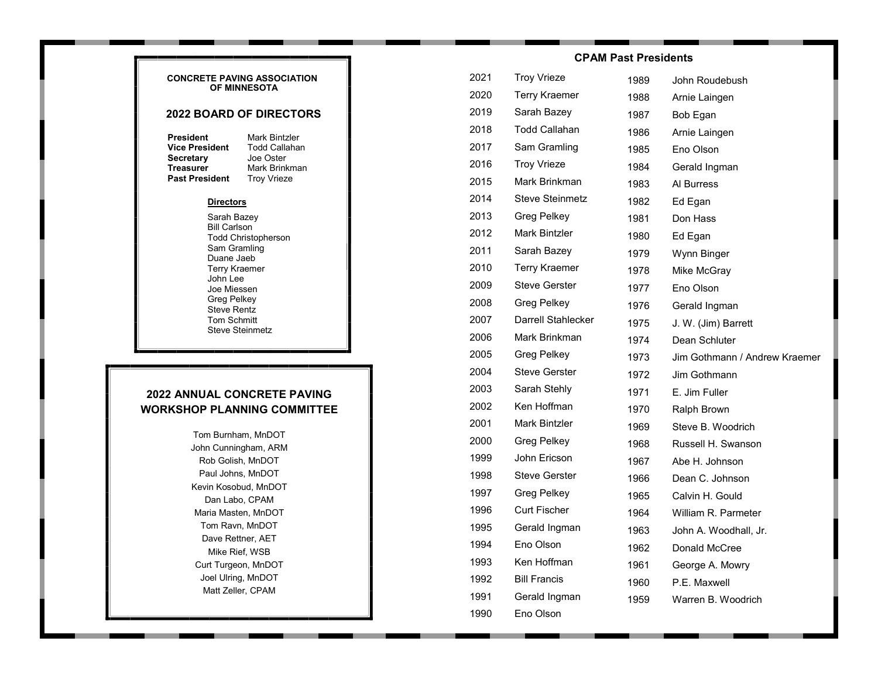## CONCRETE PAVING ASSOCIATION OF MINNESOTA

### 2022 BOARD OF DIRECTORS

| | |
|---|---|
| **President** | Mark Bintzler |
| **Vice President** | Todd Callahan |
| **Secretary** | Joe Oster |
| **Treasurer** | Mark Brinkman |
| **Past President** | Troy Vrieze |

**Directors**

Sarah Bazey
Bill Carlson
Todd Christopherson
Sam Gramling
Duane Jaeb
Terry Kraemer
John Lee
Joe Miessen
Greg Pelkey
Steve Rentz
Tom Schmitt
Steve Steinmetz

### 2022 ANNUAL CONCRETE PAVING WORKSHOP PLANNING COMMITTEE

Tom Burnham, MnDOT
John Cunningham, ARM
Rob Golish, MnDOT
Paul Johns, MnDOT
Kevin Kosobud, MnDOT
Dan Labo, CPAM
Maria Masten, MnDOT
Tom Ravn, MnDOT
Dave Rettner, AET
Mike Rief, WSB
Curt Turgeon, MnDOT
Joel Ulring, MnDOT
Matt Zeller, CPAM

### CPAM Past Presidents

| | |
|---|---|
| 2021 | Troy Vrieze |
| 2020 | Terry Kraemer |
| 2019 | Sarah Bazey |
| 2018 | Todd Callahan |
| 2017 | Sam Gramling |
| 2016 | Troy Vrieze |
| 2015 | Mark Brinkman |
| 2014 | Steve Steinmetz |
| 2013 | Greg Pelkey |
| 2012 | Mark Bintzler |
| 2011 | Sarah Bazey |
| 2010 | Terry Kraemer |
| 2009 | Steve Gerster |
| 2008 | Greg Pelkey |
| 2007 | Darrell Stahlecker |
| 2006 | Mark Brinkman |
| 2005 | Greg Pelkey |
| 2004 | Steve Gerster |
| 2003 | Sarah Stehly |
| 2002 | Ken Hoffman |
| 2001 | Mark Bintzler |
| 2000 | Greg Pelkey |
| 1999 | John Ericson |
| 1998 | Steve Gerster |
| 1997 | Greg Pelkey |
| 1996 | Curt Fischer |
| 1995 | Gerald Ingman |
| 1994 | Eno Olson |
| 1993 | Ken Hoffman |
| 1992 | Bill Francis |
| 1991 | Gerald Ingman |
| 1990 | Eno Olson |
| 1989 | John Roudebush |
| 1988 | Arnie Laingen |
| 1987 | Bob Egan |
| 1986 | Arnie Laingen |
| 1985 | Eno Olson |
| 1984 | Gerald Ingman |
| 1983 | Al Burress |
| 1982 | Ed Egan |
| 1981 | Don Hass |
| 1980 | Ed Egan |
| 1979 | Wynn Binger |
| 1978 | Mike McGray |
| 1977 | Eno Olson |
| 1976 | Gerald Ingman |
| 1975 | J. W. (Jim) Barrett |
| 1974 | Dean Schluter |
| 1973 | Jim Gothmann / Andrew Kraemer |
| 1972 | Jim Gothmann |
| 1971 | E. Jim Fuller |
| 1970 | Ralph Brown |
| 1969 | Steve B. Woodrich |
| 1968 | Russell H. Swanson |
| 1967 | Abe H. Johnson |
| 1966 | Dean C. Johnson |
| 1965 | Calvin H. Gould |
| 1964 | William R. Parmeter |
| 1963 | John A. Woodhall, Jr. |
| 1962 | Donald McCree |
| 1961 | George A. Mowry |
| 1960 | P.E. Maxwell |
| 1959 | Warren B. Woodrich |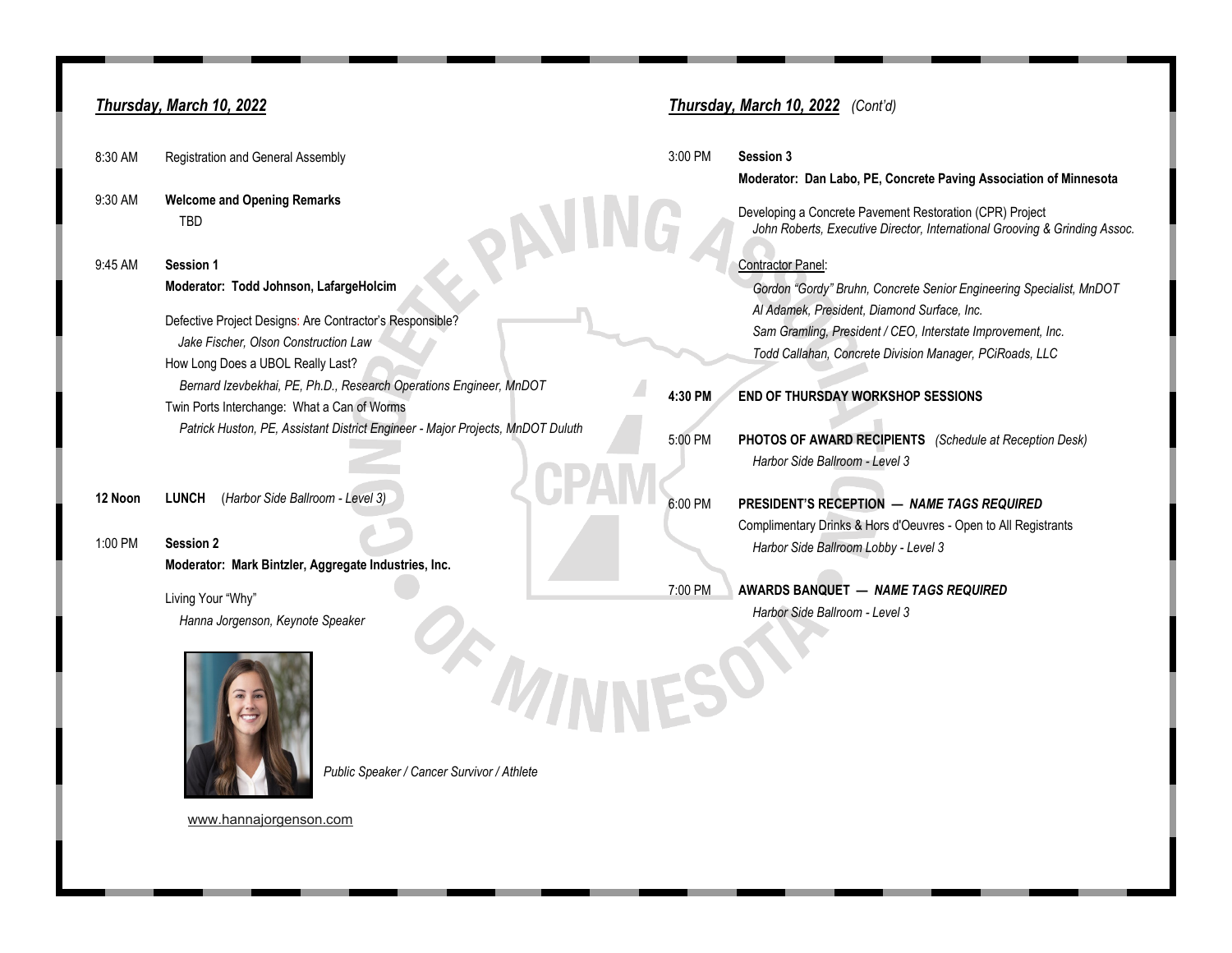## *Thursday, March 10, 2022*

8:30 AM Registration and General Assembly

9:30 AM **Welcome and Opening Remarks**
TBD

9:45 AM **Session 1**
**Moderator: Todd Johnson, LafargeHolcim**

Defective Project Designs: Are Contractor's Responsible?
*Jake Fischer, Olson Construction Law*

How Long Does a UBOL Really Last?
*Bernard Izevbekhai, PE, Ph.D., Research Operations Engineer, MnDOT*

Twin Ports Interchange: What a Can of Worms
*Patrick Huston, PE, Assistant District Engineer - Major Projects, MnDOT Duluth*

**12 Noon** **LUNCH** (*Harbor Side Ballroom - Level 3)*

1:00 PM **Session 2**
**Moderator: Mark Bintzler, Aggregate Industries, Inc.**

Living Your "Why"
*Hanna Jorgenson, Keynote Speaker*

*Public Speaker / Cancer Survivor / Athlete*

www.hannajorgenson.com

## *Thursday, March 10, 2022* *(Cont'd)*

3:00 PM **Session 3**
**Moderator: Dan Labo, PE, Concrete Paving Association of Minnesota**

Developing a Concrete Pavement Restoration (CPR) Project
*John Roberts, Executive Director, International Grooving & Grinding Assoc.*

Contractor Panel:
*Gordon "Gordy" Bruhn, Concrete Senior Engineering Specialist, MnDOT*
*Al Adamek, President, Diamond Surface, Inc.*
*Sam Gramling, President / CEO, Interstate Improvement, Inc.*
*Todd Callahan, Concrete Division Manager, PCiRoads, LLC*

**4:30 PM** **END OF THURSDAY WORKSHOP SESSIONS**

5:00 PM **PHOTOS OF AWARD RECIPIENTS** *(Schedule at Reception Desk)*
*Harbor Side Ballroom - Level 3*

6:00 PM **PRESIDENT'S RECEPTION — *NAME TAGS REQUIRED***
Complimentary Drinks & Hors d'Oeuvres - Open to All Registrants
*Harbor Side Ballroom Lobby - Level 3*

7:00 PM **AWARDS BANQUET — *NAME TAGS REQUIRED***
*Harbor Side Ballroom - Level 3*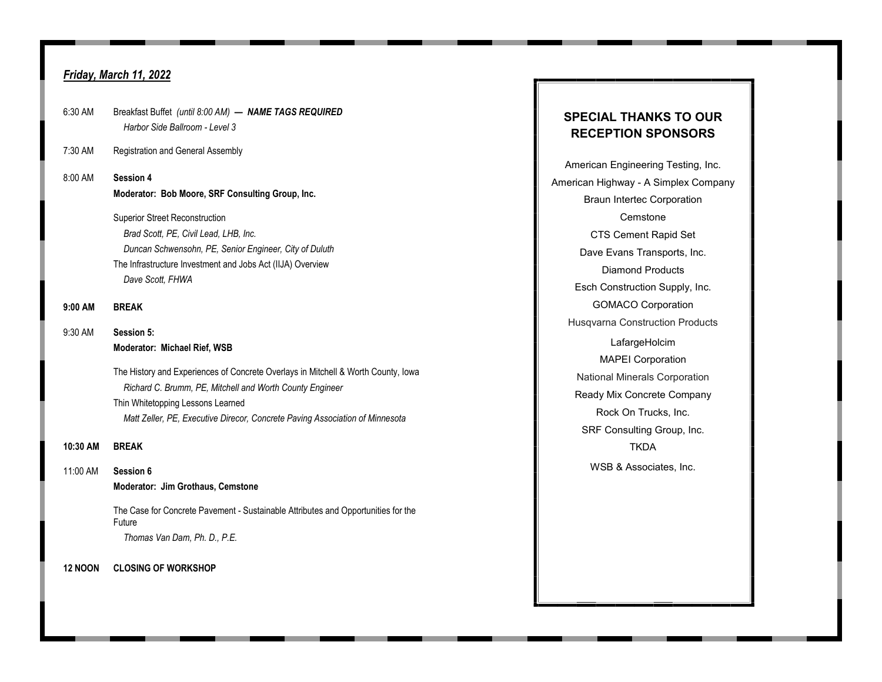***Friday, March 11, 2022***

6:30 AM Breakfast Buffet *(until 8:00 AM)* ***— NAME TAGS REQUIRED***
*Harbor Side Ballroom - Level 3*

7:30 AM Registration and General Assembly

8:00 AM **Session 4**
**Moderator: Bob Moore, SRF Consulting Group, Inc.**

Superior Street Reconstruction
*Brad Scott, PE, Civil Lead, LHB, Inc.*
*Duncan Schwensohn, PE, Senior Engineer, City of Duluth*

The Infrastructure Investment and Jobs Act (IIJA) Overview
*Dave Scott, FHWA*

**9:00 AM BREAK**

9:30 AM **Session 5:**
**Moderator: Michael Rief, WSB**

The History and Experiences of Concrete Overlays in Mitchell & Worth County, Iowa
*Richard C. Brumm, PE, Mitchell and Worth County Engineer*

Thin Whitetopping Lessons Learned
*Matt Zeller, PE, Executive Direcor, Concrete Paving Association of Minnesota*

**10:30 AM BREAK**

11:00 AM **Session 6**
**Moderator: Jim Grothaus, Cemstone**

The Case for Concrete Pavement - Sustainable Attributes and Opportunities for the Future
*Thomas Van Dam, Ph. D., P.E.*

**12 NOON CLOSING OF WORKSHOP**

## SPECIAL THANKS TO OUR RECEPTION SPONSORS

American Engineering Testing, Inc.
American Highway - A Simplex Company
Braun Intertec Corporation
Cemstone
CTS Cement Rapid Set
Dave Evans Transports, Inc.
Diamond Products
Esch Construction Supply, Inc.
GOMACO Corporation
Husqvarna Construction Products
LafargeHolcim
MAPEI Corporation
National Minerals Corporation
Ready Mix Concrete Company
Rock On Trucks, Inc.
SRF Consulting Group, Inc.
TKDA
WSB & Associates, Inc.